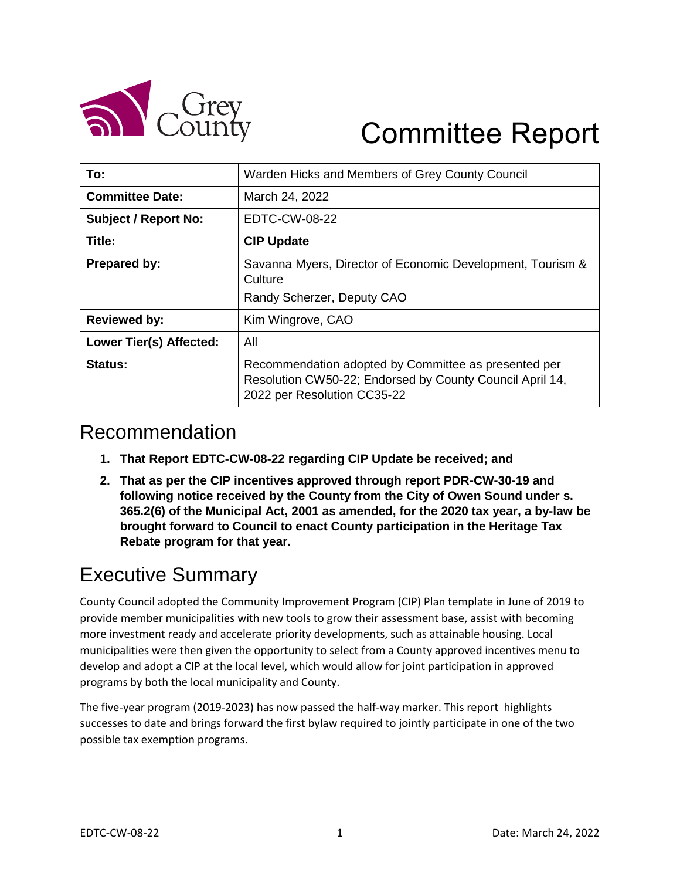# Committee Report

| To: | Warden Hicks and Members of Grey County Council |
|---|---|
| **Committee Date:** | March 24, 2022 |
| **Subject / Report No:** | EDTC-CW-08-22 |
| **Title:** | **CIP Update** |
| **Prepared by:** | Savanna Myers, Director of Economic Development, Tourism & Culture<br>Randy Scherzer, Deputy CAO |
| **Reviewed by:** | Kim Wingrove, CAO |
| **Lower Tier(s) Affected:** | All |
| **Status:** | Recommendation adopted by Committee as presented per Resolution CW50-22; Endorsed by County Council April 14, 2022 per Resolution CC35-22 |

## Recommendation

1. **That Report EDTC-CW-08-22 regarding CIP Update be received; and**
2. **That as per the CIP incentives approved through report PDR-CW-30-19 and following notice received by the County from the City of Owen Sound under s. 365.2(6) of the Municipal Act, 2001 as amended, for the 2020 tax year, a by-law be brought forward to Council to enact County participation in the Heritage Tax Rebate program for that year.**

## Executive Summary

County Council adopted the Community Improvement Program (CIP) Plan template in June of 2019 to provide member municipalities with new tools to grow their assessment base, assist with becoming more investment ready and accelerate priority developments, such as attainable housing. Local municipalities were then given the opportunity to select from a County approved incentives menu to develop and adopt a CIP at the local level, which would allow for joint participation in approved programs by both the local municipality and County.

The five-year program (2019-2023) has now passed the half-way marker. This report highlights successes to date and brings forward the first bylaw required to jointly participate in one of the two possible tax exemption programs.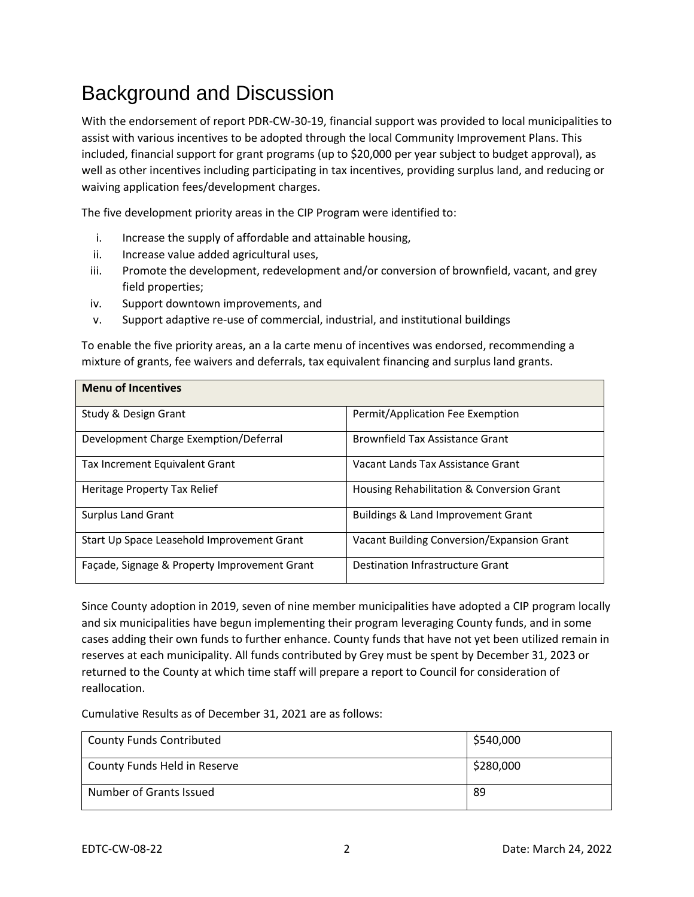# Background and Discussion

With the endorsement of report PDR-CW-30-19, financial support was provided to local municipalities to assist with various incentives to be adopted through the local Community Improvement Plans. This included, financial support for grant programs (up to $20,000 per year subject to budget approval), as well as other incentives including participating in tax incentives, providing surplus land, and reducing or waiving application fees/development charges.

The five development priority areas in the CIP Program were identified to:

i. Increase the supply of affordable and attainable housing,
ii. Increase value added agricultural uses,
iii. Promote the development, redevelopment and/or conversion of brownfield, vacant, and grey field properties;
iv. Support downtown improvements, and
v. Support adaptive re-use of commercial, industrial, and institutional buildings

To enable the five priority areas, an a la carte menu of incentives was endorsed, recommending a mixture of grants, fee waivers and deferrals, tax equivalent financing and surplus land grants.

| **Menu of Incentives** | |
|---|---|
| Study & Design Grant | Permit/Application Fee Exemption |
| Development Charge Exemption/Deferral | Brownfield Tax Assistance Grant |
| Tax Increment Equivalent Grant | Vacant Lands Tax Assistance Grant |
| Heritage Property Tax Relief | Housing Rehabilitation & Conversion Grant |
| Surplus Land Grant | Buildings & Land Improvement Grant |
| Start Up Space Leasehold Improvement Grant | Vacant Building Conversion/Expansion Grant |
| Façade, Signage & Property Improvement Grant | Destination Infrastructure Grant |

Since County adoption in 2019, seven of nine member municipalities have adopted a CIP program locally and six municipalities have begun implementing their program leveraging County funds, and in some cases adding their own funds to further enhance. County funds that have not yet been utilized remain in reserves at each municipality. All funds contributed by Grey must be spent by December 31, 2023 or returned to the County at which time staff will prepare a report to Council for consideration of reallocation.

Cumulative Results as of December 31, 2021 are as follows:

| | |
|---|---|
| County Funds Contributed | $540,000 |
| County Funds Held in Reserve | $280,000 |
| Number of Grants Issued | 89 |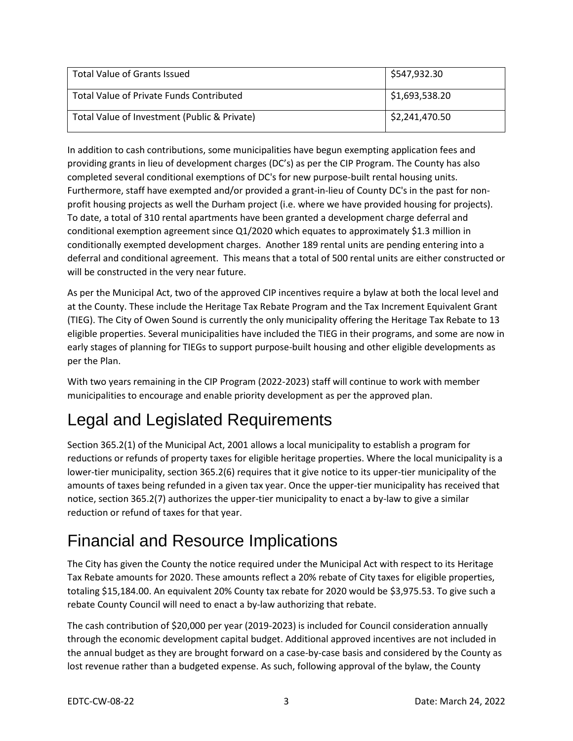| Total Value of Grants Issued | \$547,932.30 |
|---|---|
| Total Value of Private Funds Contributed | \$1,693,538.20 |
| Total Value of Investment (Public & Private) | \$2,241,470.50 |

In addition to cash contributions, some municipalities have begun exempting application fees and providing grants in lieu of development charges (DC's) as per the CIP Program. The County has also completed several conditional exemptions of DC's for new purpose-built rental housing units. Furthermore, staff have exempted and/or provided a grant-in-lieu of County DC's in the past for non-profit housing projects as well the Durham project (i.e. where we have provided housing for projects). To date, a total of 310 rental apartments have been granted a development charge deferral and conditional exemption agreement since Q1/2020 which equates to approximately \$1.3 million in conditionally exempted development charges. Another 189 rental units are pending entering into a deferral and conditional agreement. This means that a total of 500 rental units are either constructed or will be constructed in the very near future.

As per the Municipal Act, two of the approved CIP incentives require a bylaw at both the local level and at the County. These include the Heritage Tax Rebate Program and the Tax Increment Equivalent Grant (TIEG). The City of Owen Sound is currently the only municipality offering the Heritage Tax Rebate to 13 eligible properties. Several municipalities have included the TIEG in their programs, and some are now in early stages of planning for TIEGs to support purpose-built housing and other eligible developments as per the Plan.

With two years remaining in the CIP Program (2022-2023) staff will continue to work with member municipalities to encourage and enable priority development as per the approved plan.

# Legal and Legislated Requirements

Section 365.2(1) of the Municipal Act, 2001 allows a local municipality to establish a program for reductions or refunds of property taxes for eligible heritage properties. Where the local municipality is a lower-tier municipality, section 365.2(6) requires that it give notice to its upper-tier municipality of the amounts of taxes being refunded in a given tax year. Once the upper-tier municipality has received that notice, section 365.2(7) authorizes the upper-tier municipality to enact a by-law to give a similar reduction or refund of taxes for that year.

# Financial and Resource Implications

The City has given the County the notice required under the Municipal Act with respect to its Heritage Tax Rebate amounts for 2020. These amounts reflect a 20% rebate of City taxes for eligible properties, totaling \$15,184.00. An equivalent 20% County tax rebate for 2020 would be \$3,975.53. To give such a rebate County Council will need to enact a by-law authorizing that rebate.

The cash contribution of \$20,000 per year (2019-2023) is included for Council consideration annually through the economic development capital budget. Additional approved incentives are not included in the annual budget as they are brought forward on a case-by-case basis and considered by the County as lost revenue rather than a budgeted expense. As such, following approval of the bylaw, the County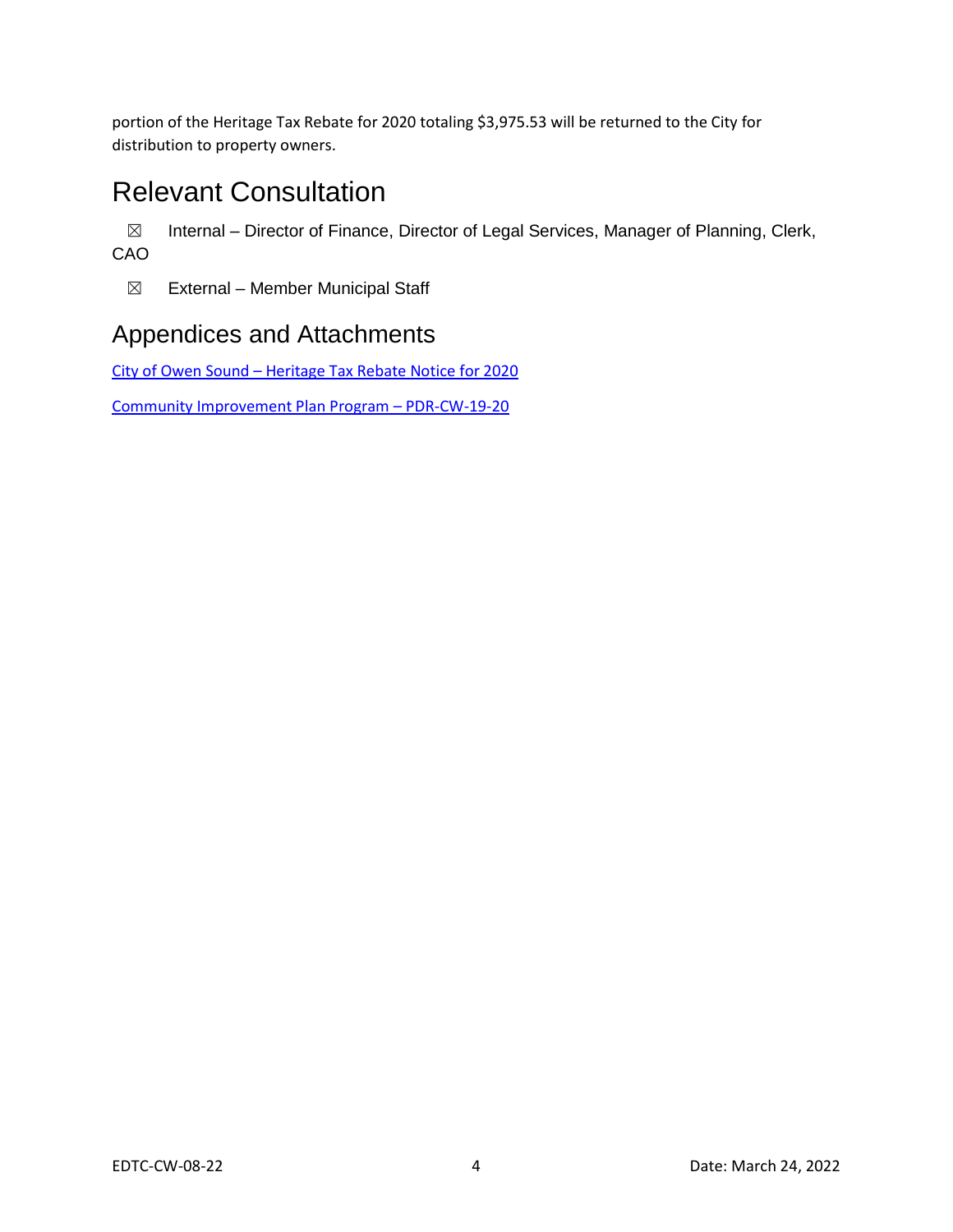portion of the Heritage Tax Rebate for 2020 totaling $3,975.53 will be returned to the City for distribution to property owners.

# Relevant Consultation

☒ Internal – Director of Finance, Director of Legal Services, Manager of Planning, Clerk, CAO

☒ External – Member Municipal Staff

## Appendices and Attachments

City of Owen Sound – Heritage Tax Rebate Notice for 2020

Community Improvement Plan Program – PDR-CW-19-20